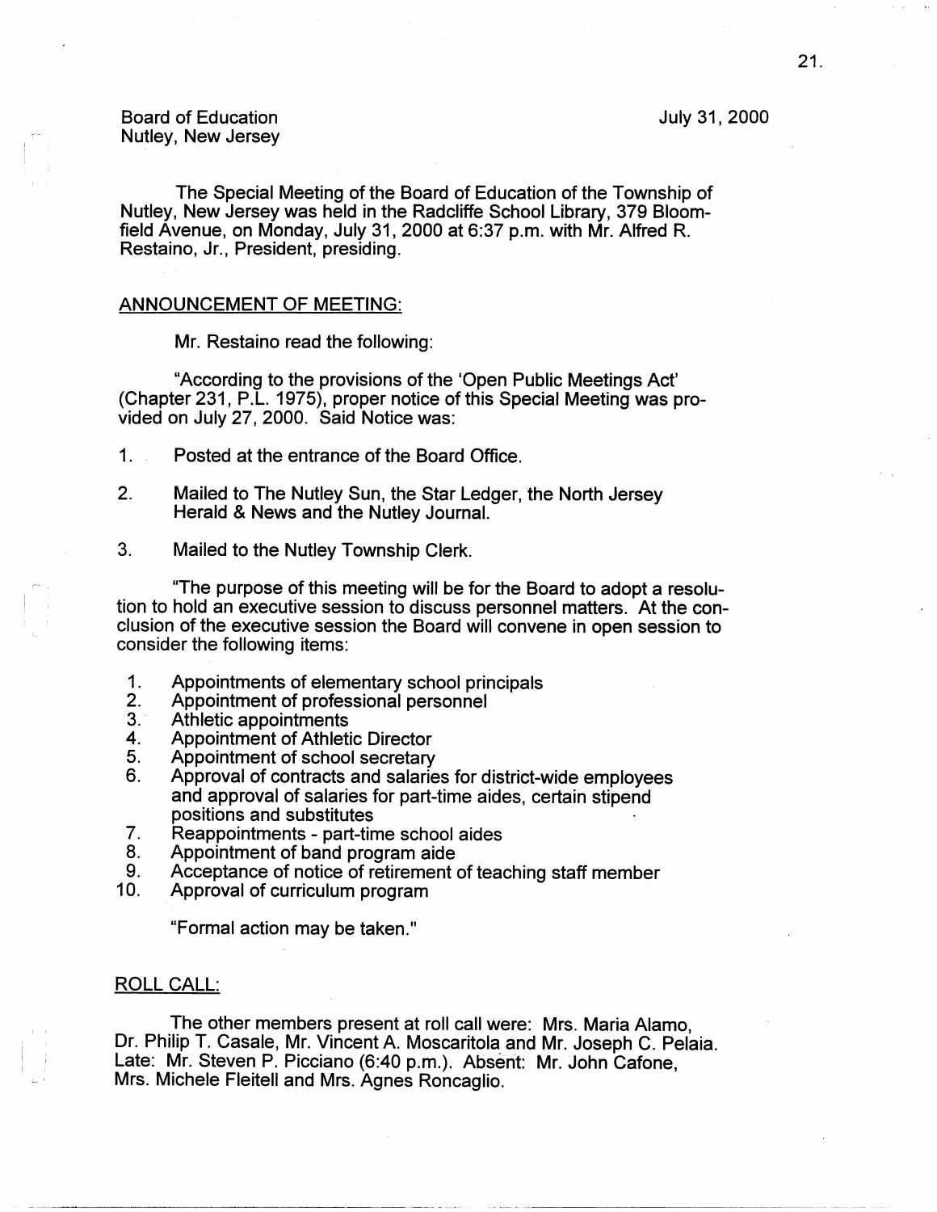Board of Education
Nutley, New Jersey

July 31, 2000

The Special Meeting of the Board of Education of the Township of Nutley, New Jersey was held in the Radcliffe School Library, 379 Bloomfield Avenue, on Monday, July 31, 2000 at 6:37 p.m. with Mr. Alfred R. Restaino, Jr., President, presiding.

## ANNOUNCEMENT OF MEETING:

Mr. Restaino read the following:

"According to the provisions of the 'Open Public Meetings Act' (Chapter 231, P.L. 1975), proper notice of this Special Meeting was provided on July 27, 2000. Said Notice was:

1. Posted at the entrance of the Board Office.
2. Mailed to The Nutley Sun, the Star Ledger, the North Jersey Herald & News and the Nutley Journal.
3. Mailed to the Nutley Township Clerk.

"The purpose of this meeting will be for the Board to adopt a resolution to hold an executive session to discuss personnel matters. At the conclusion of the executive session the Board will convene in open session to consider the following items:

1. Appointments of elementary school principals
2. Appointment of professional personnel
3. Athletic appointments
4. Appointment of Athletic Director
5. Appointment of school secretary
6. Approval of contracts and salaries for district-wide employees and approval of salaries for part-time aides, certain stipend positions and substitutes
7. Reappointments - part-time school aides
8. Appointment of band program aide
9. Acceptance of notice of retirement of teaching staff member
10. Approval of curriculum program

"Formal action may be taken."

## ROLL CALL:

The other members present at roll call were: Mrs. Maria Alamo, Dr. Philip T. Casale, Mr. Vincent A. Moscaritola and Mr. Joseph C. Pelaia. Late: Mr. Steven P. Picciano (6:40 p.m.). Absent: Mr. John Cafone, Mrs. Michele Fleitell and Mrs. Agnes Roncaglio.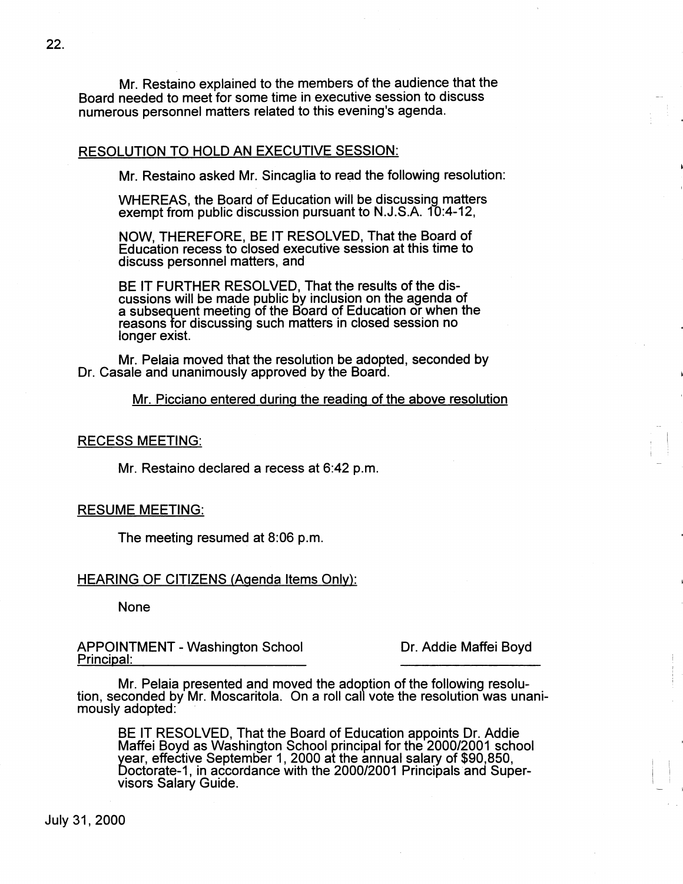Mr. Restaino explained to the members of the audience that the Board needed to meet for some time in executive session to discuss numerous personnel matters related to this evening's agenda.

RESOLUTION TO HOLD AN EXECUTIVE SESSION:

Mr. Restaino asked Mr. Sincaglia to read the following resolution:

> WHEREAS, the Board of Education will be discussing matters exempt from public discussion pursuant to N.J.S.A. 10:4-12,
>
> NOW, THEREFORE, BE IT RESOLVED, That the Board of Education recess to closed executive session at this time to discuss personnel matters, and
>
> BE IT FURTHER RESOLVED, That the results of the discussions will be made public by inclusion on the agenda of a subsequent meeting of the Board of Education or when the reasons for discussing such matters in closed session no longer exist.

Mr. Pelaia moved that the resolution be adopted, seconded by Dr. Casale and unanimously approved by the Board.

Mr. Picciano entered during the reading of the above resolution

RECESS MEETING:

Mr. Restaino declared a recess at 6:42 p.m.

RESUME MEETING:

The meeting resumed at 8:06 p.m.

HEARING OF CITIZENS (Agenda Items Only):

None

APPOINTMENT - Washington School Principal: Dr. Addie Maffei Boyd

Mr. Pelaia presented and moved the adoption of the following resolution, seconded by Mr. Moscaritola. On a roll call vote the resolution was unanimously adopted:

> BE IT RESOLVED, That the Board of Education appoints Dr. Addie Maffei Boyd as Washington School principal for the 2000/2001 school year, effective September 1, 2000 at the annual salary of $90,850, Doctorate-1, in accordance with the 2000/2001 Principals and Supervisors Salary Guide.

July 31, 2000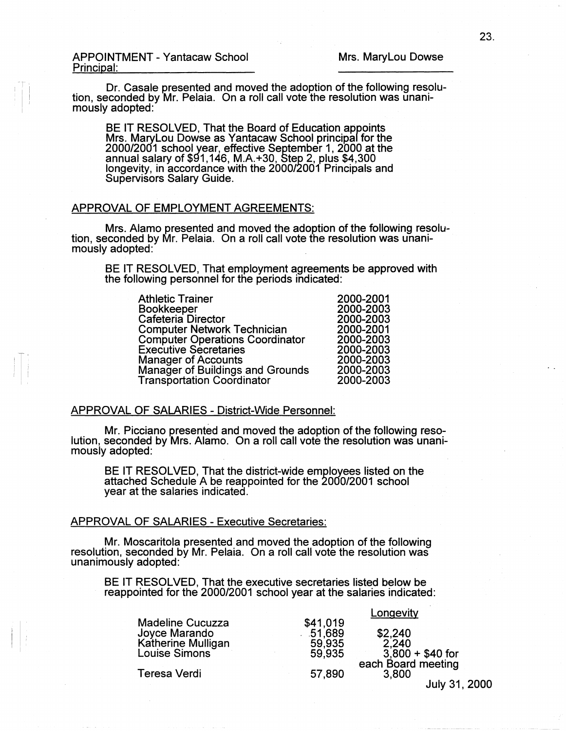## APPOINTMENT - Yantacaw School Principal: Mrs. MaryLou Dowse

Dr. Casale presented and moved the adoption of the following resolution, seconded by Mr. Pelaia. On a roll call vote the resolution was unanimously adopted:

> BE IT RESOLVED, That the Board of Education appoints Mrs. MaryLou Dowse as Yantacaw School principal for the 2000/2001 school year, effective September 1, 2000 at the annual salary of $91,146, M.A.+30, Step 2, plus $4,300 longevity, in accordance with the 2000/2001 Principals and Supervisors Salary Guide.

## APPROVAL OF EMPLOYMENT AGREEMENTS:

Mrs. Alamo presented and moved the adoption of the following resolution, seconded by Mr. Pelaia. On a roll call vote the resolution was unanimously adopted:

> BE IT RESOLVED, That employment agreements be approved with the following personnel for the periods indicated:

| | |
|---|---|
| Athletic Trainer | 2000-2001 |
| Bookkeeper | 2000-2003 |
| Cafeteria Director | 2000-2003 |
| Computer Network Technician | 2000-2001 |
| Computer Operations Coordinator | 2000-2003 |
| Executive Secretaries | 2000-2003 |
| Manager of Accounts | 2000-2003 |
| Manager of Buildings and Grounds | 2000-2003 |
| Transportation Coordinator | 2000-2003 |

## APPROVAL OF SALARIES - District-Wide Personnel:

Mr. Picciano presented and moved the adoption of the following resolution, seconded by Mrs. Alamo. On a roll call vote the resolution was unanimously adopted:

> BE IT RESOLVED, That the district-wide employees listed on the attached Schedule A be reappointed for the 2000/2001 school year at the salaries indicated.

## APPROVAL OF SALARIES - Executive Secretaries:

Mr. Moscaritola presented and moved the adoption of the following resolution, seconded by Mr. Pelaia. On a roll call vote the resolution was unanimously adopted:

> BE IT RESOLVED, That the executive secretaries listed below be reappointed for the 2000/2001 school year at the salaries indicated:

| | | Longevity |
|---|---|---|
| Madeline Cucuzza | $41,019 | |
| Joyce Marando | 51,689 | $2,240 |
| Katherine Mulligan | 59,935 | 2,240 |
| Louise Simons | 59,935 | 3,800 + $40 for each Board meeting |
| Teresa Verdi | 57,890 | 3,800 |

July 31, 2000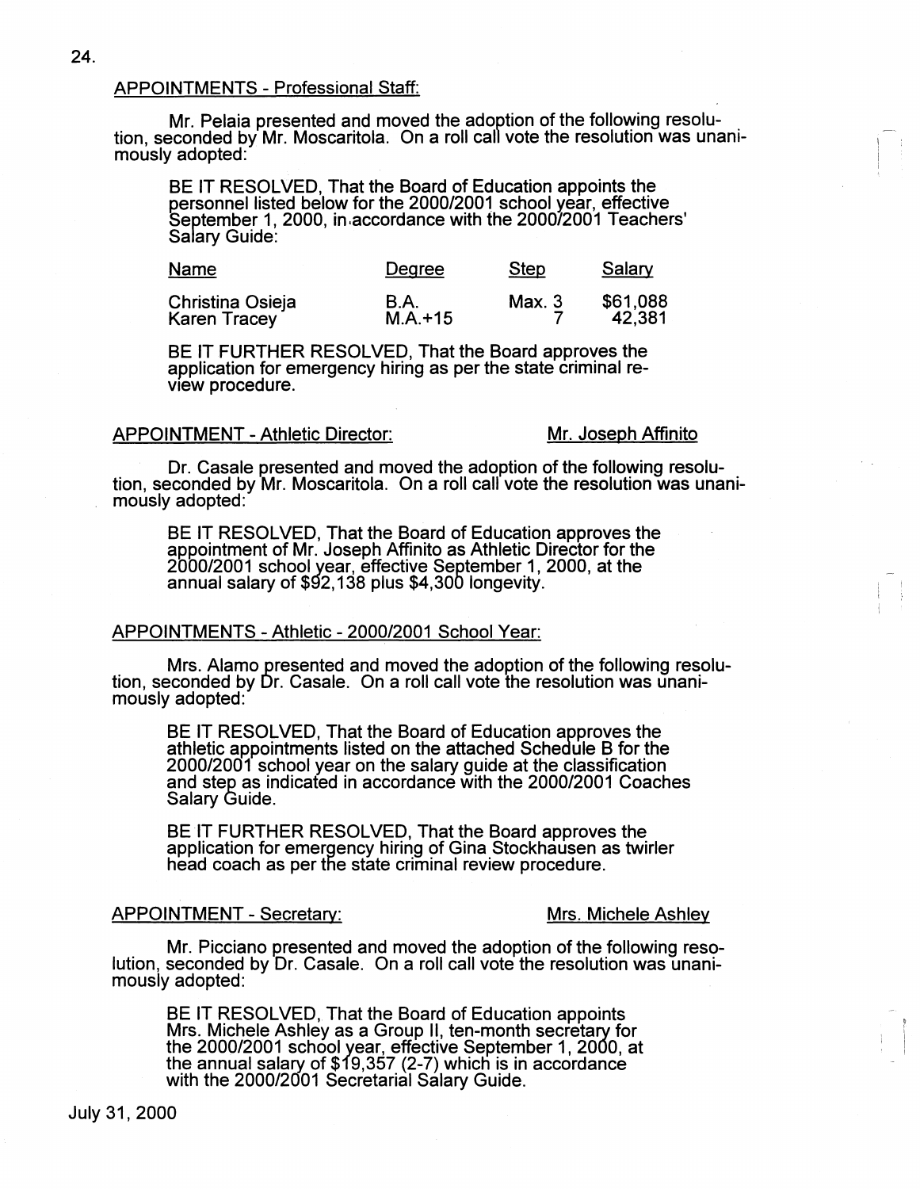## APPOINTMENTS - Professional Staff:

Mr. Pelaia presented and moved the adoption of the following resolution, seconded by Mr. Moscaritola. On a roll call vote the resolution was unanimously adopted:

> BE IT RESOLVED, That the Board of Education appoints the personnel listed below for the 2000/2001 school year, effective September 1, 2000, in accordance with the 2000/2001 Teachers' Salary Guide:

| Name | Degree | Step | Salary |
|---|---|---|---|
| Christina Osieja | B.A. | Max. 3 | $61,088 |
| Karen Tracey | M.A.+15 | 7 | 42,381 |

> BE IT FURTHER RESOLVED, That the Board approves the application for emergency hiring as per the state criminal review procedure.

## APPOINTMENT - Athletic Director: Mr. Joseph Affinito

Dr. Casale presented and moved the adoption of the following resolution, seconded by Mr. Moscaritola. On a roll call vote the resolution was unanimously adopted:

> BE IT RESOLVED, That the Board of Education approves the appointment of Mr. Joseph Affinito as Athletic Director for the 2000/2001 school year, effective September 1, 2000, at the annual salary of $92,138 plus $4,300 longevity.

## APPOINTMENTS - Athletic - 2000/2001 School Year:

Mrs. Alamo presented and moved the adoption of the following resolution, seconded by Dr. Casale. On a roll call vote the resolution was unanimously adopted:

> BE IT RESOLVED, That the Board of Education approves the athletic appointments listed on the attached Schedule B for the 2000/2001 school year on the salary guide at the classification and step as indicated in accordance with the 2000/2001 Coaches Salary Guide.
>
> BE IT FURTHER RESOLVED, That the Board approves the application for emergency hiring of Gina Stockhausen as twirler head coach as per the state criminal review procedure.

## APPOINTMENT - Secretary: Mrs. Michele Ashley

Mr. Picciano presented and moved the adoption of the following resolution, seconded by Dr. Casale. On a roll call vote the resolution was unanimously adopted:

> BE IT RESOLVED, That the Board of Education appoints Mrs. Michele Ashley as a Group II, ten-month secretary for the 2000/2001 school year, effective September 1, 2000, at the annual salary of $19,357 (2-7) which is in accordance with the 2000/2001 Secretarial Salary Guide.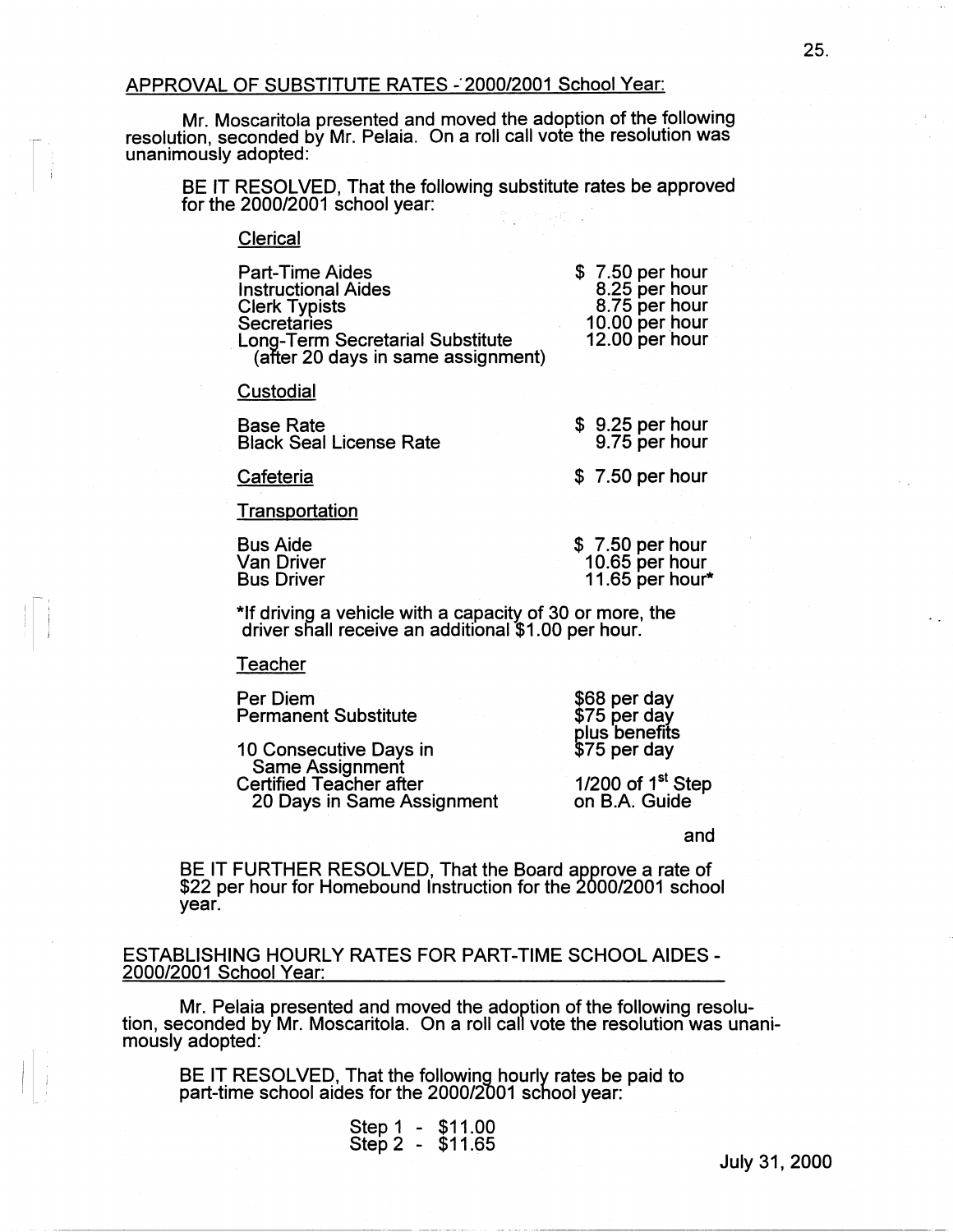## APPROVAL OF SUBSTITUTE RATES - 2000/2001 School Year:

Mr. Moscaritola presented and moved the adoption of the following resolution, seconded by Mr. Pelaia. On a roll call vote the resolution was unanimously adopted:

BE IT RESOLVED, That the following substitute rates be approved for the 2000/2001 school year:

**Clerical**

| | |
|---|---|
| Part-Time Aides | $ 7.50 per hour |
| Instructional Aides | 8.25 per hour |
| Clerk Typists | 8.75 per hour |
| Secretaries | 10.00 per hour |
| Long-Term Secretarial Substitute (after 20 days in same assignment) | 12.00 per hour |

**Custodial**

| | |
|---|---|
| Base Rate | $ 9.25 per hour |
| Black Seal License Rate | 9.75 per hour |

**Cafeteria** $ 7.50 per hour

**Transportation**

| | |
|---|---|
| Bus Aide | $ 7.50 per hour |
| Van Driver | 10.65 per hour |
| Bus Driver | 11.65 per hour* |

*If driving a vehicle with a capacity of 30 or more, the driver shall receive an additional $1.00 per hour.

**Teacher**

| | |
|---|---|
| Per Diem | $68 per day |
| Permanent Substitute | $75 per day plus benefits |
| 10 Consecutive Days in Same Assignment | $75 per day |
| Certified Teacher after 20 Days in Same Assignment | 1/200 of 1st Step on B.A. Guide |

and

BE IT FURTHER RESOLVED, That the Board approve a rate of $22 per hour for Homebound Instruction for the 2000/2001 school year.

## ESTABLISHING HOURLY RATES FOR PART-TIME SCHOOL AIDES - 2000/2001 School Year:

Mr. Pelaia presented and moved the adoption of the following resolution, seconded by Mr. Moscaritola. On a roll call vote the resolution was unanimously adopted:

BE IT RESOLVED, That the following hourly rates be paid to part-time school aides for the 2000/2001 school year:

Step 1 - $11.00
Step 2 - $11.65

July 31, 2000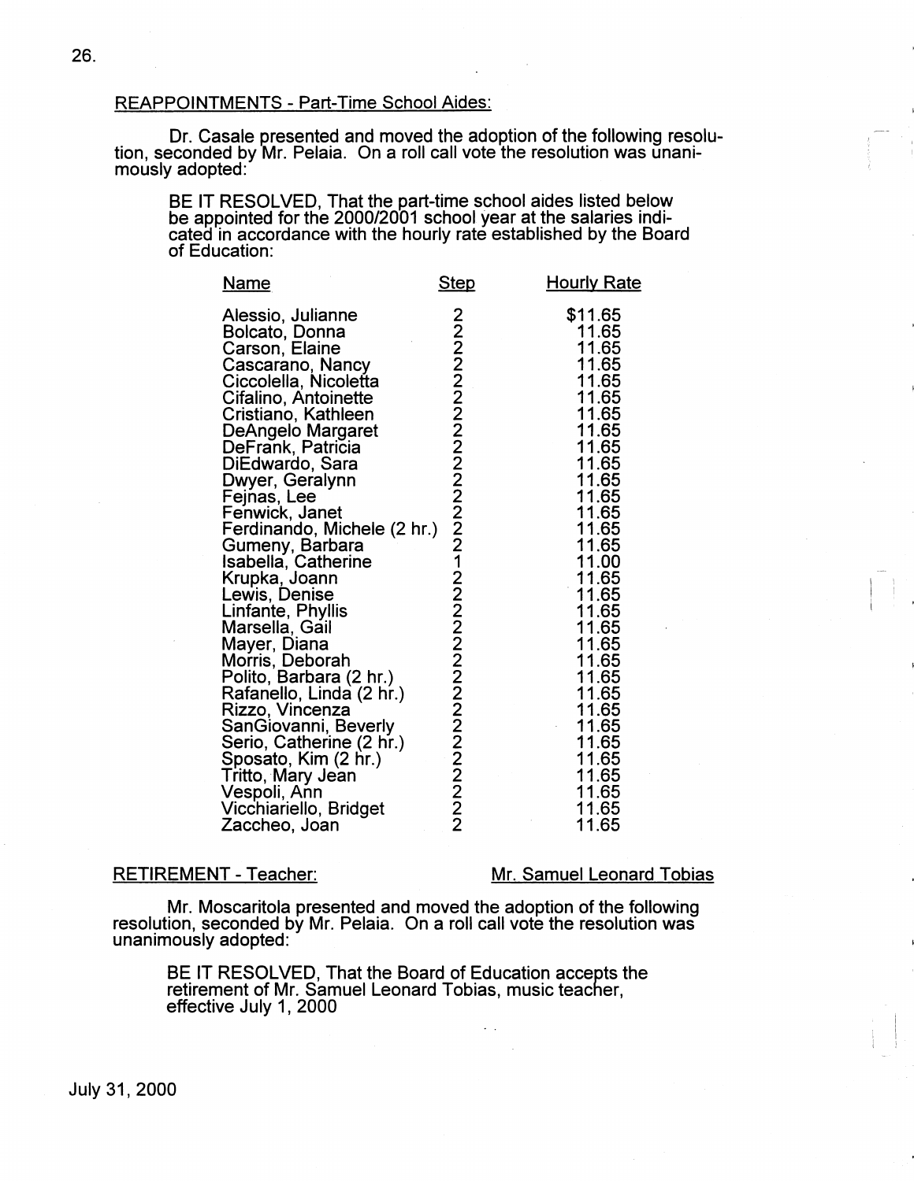REAPPOINTMENTS - Part-Time School Aides:

Dr. Casale presented and moved the adoption of the following resolution, seconded by Mr. Pelaia. On a roll call vote the resolution was unanimously adopted:

> BE IT RESOLVED, That the part-time school aides listed below be appointed for the 2000/2001 school year at the salaries indicated in accordance with the hourly rate established by the Board of Education:

| Name | Step | Hourly Rate |
|---|---|---|
| Alessio, Julianne | 2 | $11.65 |
| Bolcato, Donna | 2 | 11.65 |
| Carson, Elaine | 2 | 11.65 |
| Cascarano, Nancy | 2 | 11.65 |
| Ciccolella, Nicoletta | 2 | 11.65 |
| Cifalino, Antoinette | 2 | 11.65 |
| Cristiano, Kathleen | 2 | 11.65 |
| DeAngelo Margaret | 2 | 11.65 |
| DeFrank, Patricia | 2 | 11.65 |
| DiEdwardo, Sara | 2 | 11.65 |
| Dwyer, Geralynn | 2 | 11.65 |
| Fejnas, Lee | 2 | 11.65 |
| Fenwick, Janet | 2 | 11.65 |
| Ferdinando, Michele (2 hr.) | 2 | 11.65 |
| Gumeny, Barbara | 2 | 11.65 |
| Isabella, Catherine | 1 | 11.00 |
| Krupka, Joann | 2 | 11.65 |
| Lewis, Denise | 2 | 11.65 |
| Linfante, Phyllis | 2 | 11.65 |
| Marsella, Gail | 2 | 11.65 |
| Mayer, Diana | 2 | 11.65 |
| Morris, Deborah | 2 | 11.65 |
| Polito, Barbara (2 hr.) | 2 | 11.65 |
| Rafanello, Linda (2 hr.) | 2 | 11.65 |
| Rizzo, Vincenza | 2 | 11.65 |
| SanGiovanni, Beverly | 2 | 11.65 |
| Serio, Catherine (2 hr.) | 2 | 11.65 |
| Sposato, Kim (2 hr.) | 2 | 11.65 |
| Tritto, Mary Jean | 2 | 11.65 |
| Vespoli, Ann | 2 | 11.65 |
| Vicchiariello, Bridget | 2 | 11.65 |
| Zaccheo, Joan | 2 | 11.65 |

RETIREMENT - Teacher: Mr. Samuel Leonard Tobias

Mr. Moscaritola presented and moved the adoption of the following resolution, seconded by Mr. Pelaia. On a roll call vote the resolution was unanimously adopted:

> BE IT RESOLVED, That the Board of Education accepts the retirement of Mr. Samuel Leonard Tobias, music teacher, effective July 1, 2000

July 31, 2000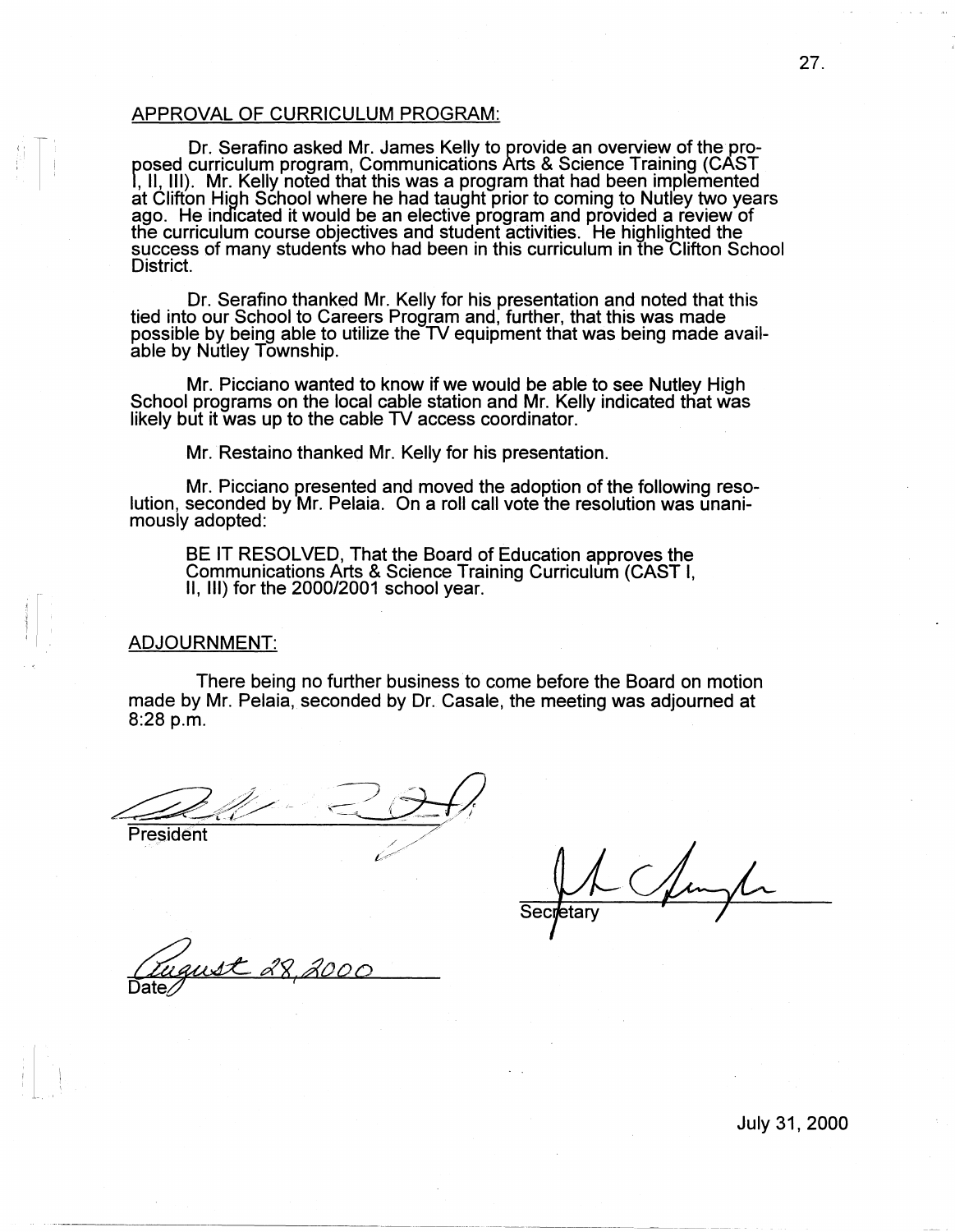## APPROVAL OF CURRICULUM PROGRAM:

Dr. Serafino asked Mr. James Kelly to provide an overview of the proposed curriculum program, Communications Arts & Science Training (CAST I, II, III). Mr. Kelly noted that this was a program that had been implemented at Clifton High School where he had taught prior to coming to Nutley two years ago. He indicated it would be an elective program and provided a review of the curriculum course objectives and student activities. He highlighted the success of many students who had been in this curriculum in the Clifton School District.

Dr. Serafino thanked Mr. Kelly for his presentation and noted that this tied into our School to Careers Program and, further, that this was made possible by being able to utilize the TV equipment that was being made available by Nutley Township.

Mr. Picciano wanted to know if we would be able to see Nutley High School programs on the local cable station and Mr. Kelly indicated that was likely but it was up to the cable TV access coordinator.

Mr. Restaino thanked Mr. Kelly for his presentation.

Mr. Picciano presented and moved the adoption of the following resolution, seconded by Mr. Pelaia. On a roll call vote the resolution was unanimously adopted:

> BE IT RESOLVED, That the Board of Education approves the Communications Arts & Science Training Curriculum (CAST I, II, III) for the 2000/2001 school year.

## ADJOURNMENT:

There being no further business to come before the Board on motion made by Mr. Pelaia, seconded by Dr. Casale, the meeting was adjourned at 8:28 p.m.

President

Secretary

August 28, 2000
Date

July 31, 2000